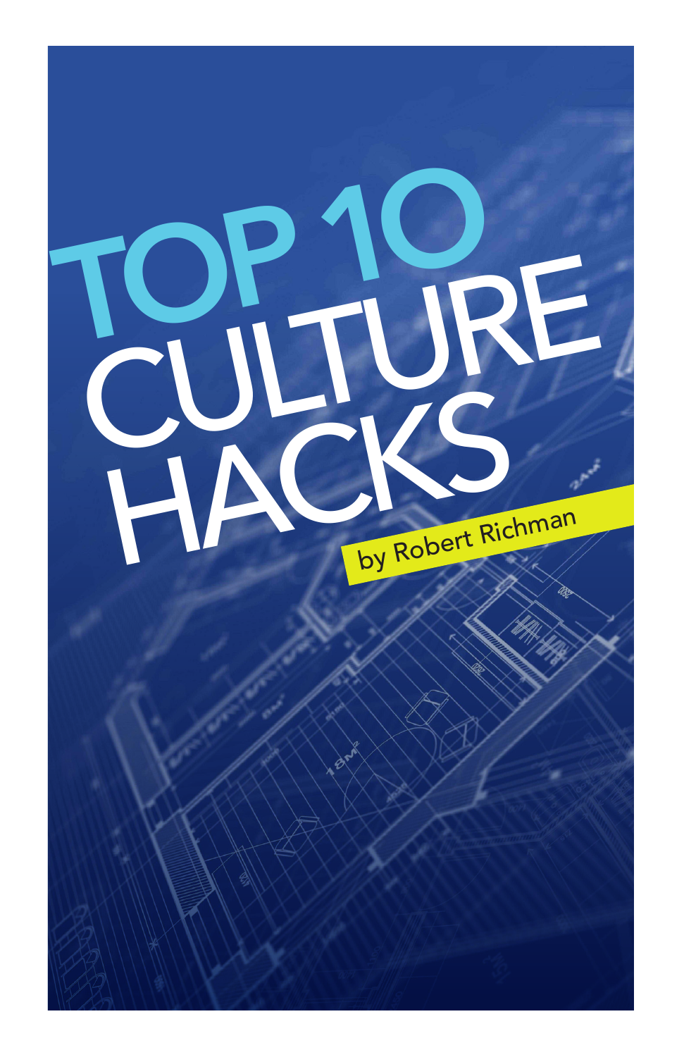# TOP 10 CULTURE HACKS

by Robert Richman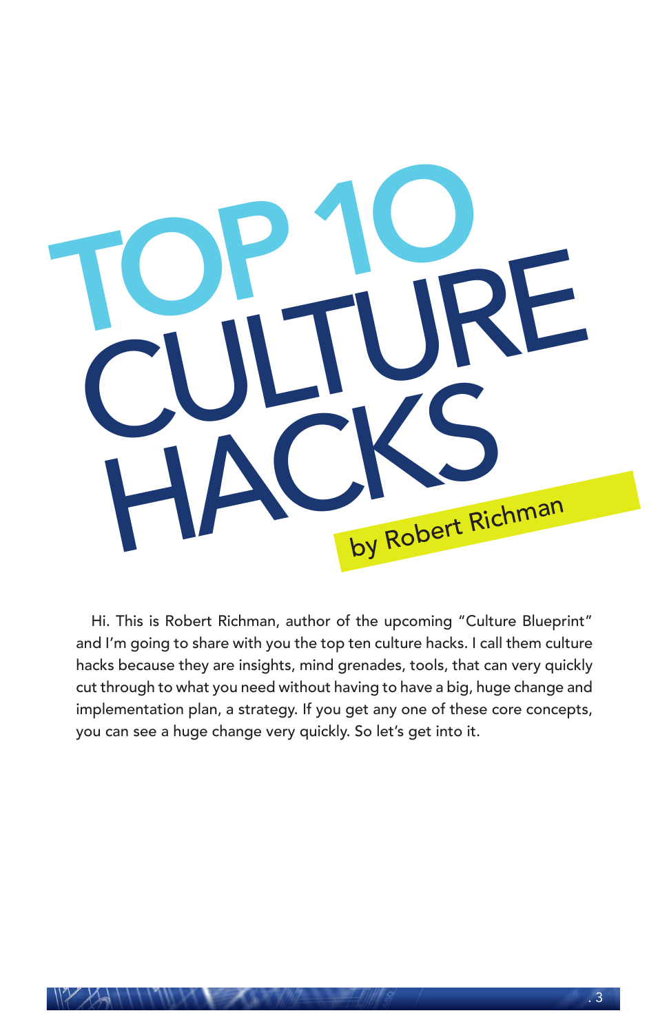# TOP 10 CULTURE HACKS

by Robert Richman

Hi. This is Robert Richman, author of the upcoming "Culture Blueprint" and I'm going to share with you the top ten culture hacks. I call them culture hacks because they are insights, mind grenades, tools, that can very quickly cut through to what you need without having to have a big, huge change and implementation plan, a strategy. If you get any one of these core concepts, you can see a huge change very quickly. So let's get into it.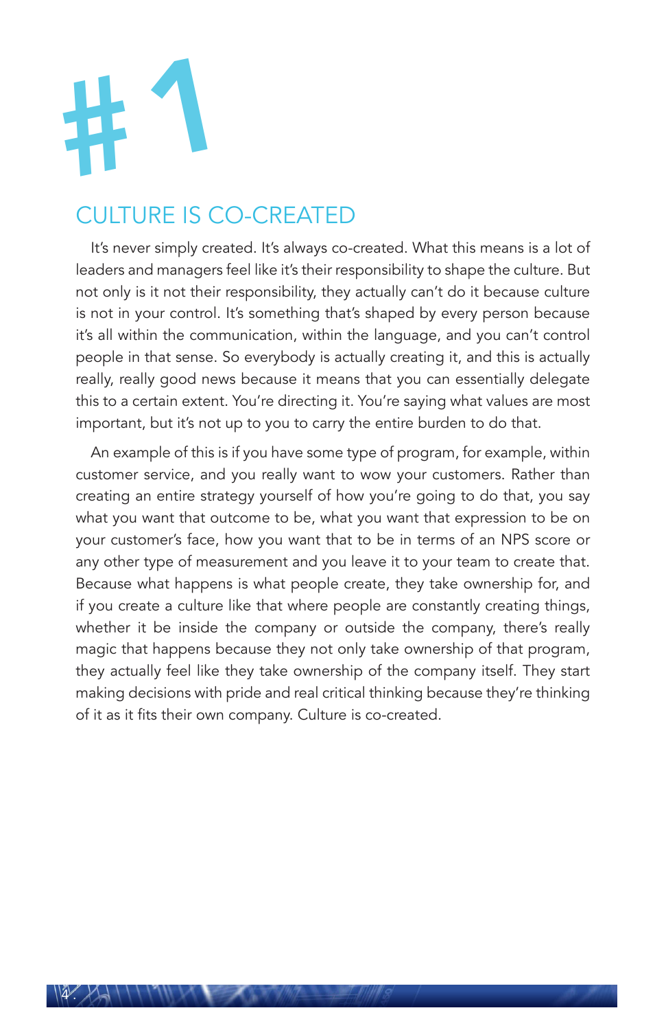# #1

## CULTURE IS CO-CREATED

It's never simply created. It's always co-created. What this means is a lot of leaders and managers feel like it's their responsibility to shape the culture. But not only is it not their responsibility, they actually can't do it because culture is not in your control. It's something that's shaped by every person because it's all within the communication, within the language, and you can't control people in that sense. So everybody is actually creating it, and this is actually really, really good news because it means that you can essentially delegate this to a certain extent. You're directing it. You're saying what values are most important, but it's not up to you to carry the entire burden to do that.

An example of this is if you have some type of program, for example, within customer service, and you really want to wow your customers. Rather than creating an entire strategy yourself of how you're going to do that, you say what you want that outcome to be, what you want that expression to be on your customer's face, how you want that to be in terms of an NPS score or any other type of measurement and you leave it to your team to create that. Because what happens is what people create, they take ownership for, and if you create a culture like that where people are constantly creating things, whether it be inside the company or outside the company, there's really magic that happens because they not only take ownership of that program, they actually feel like they take ownership of the company itself. They start making decisions with pride and real critical thinking because they're thinking of it as it fits their own company. Culture is co-created.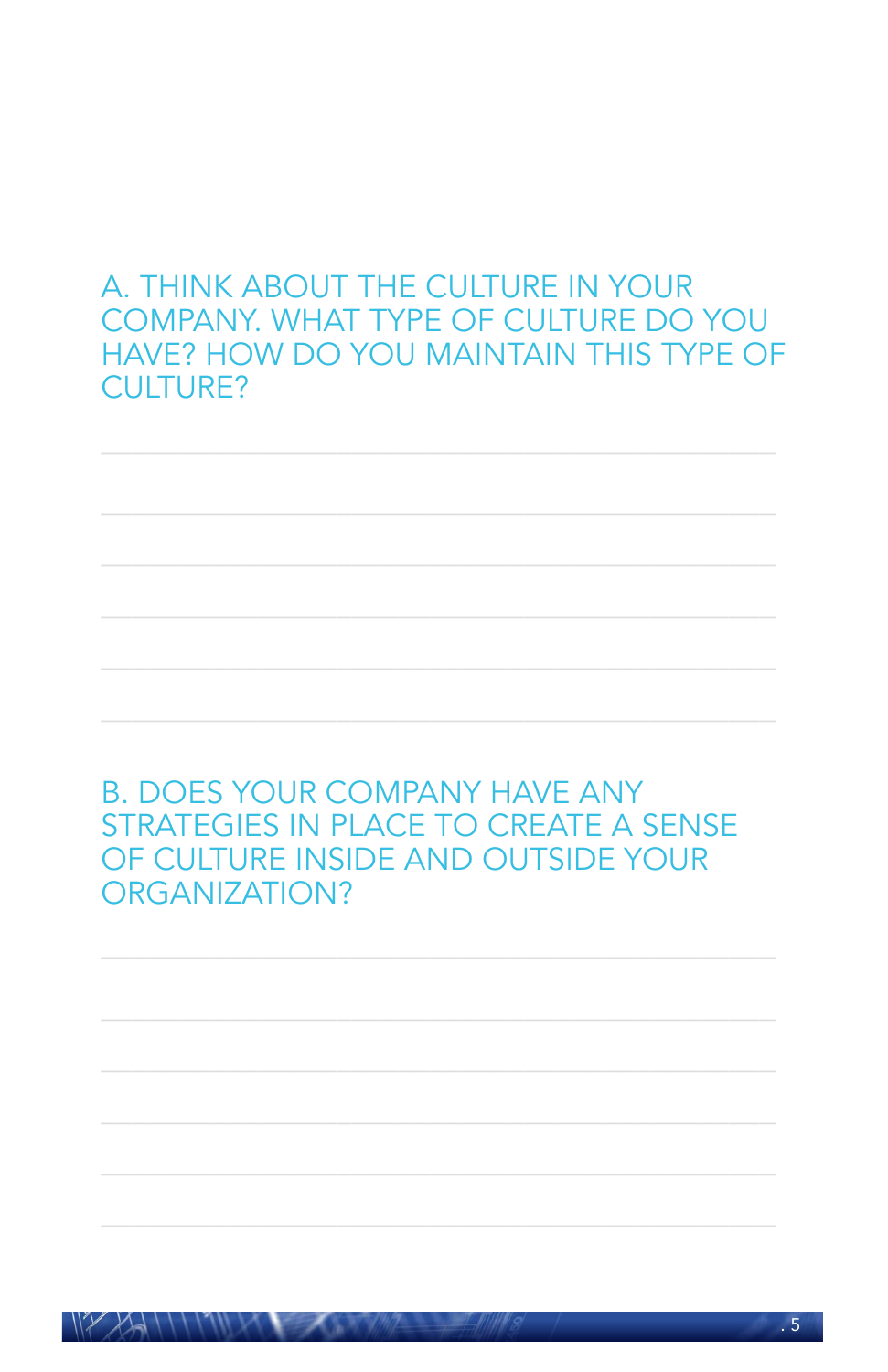A. THINK ABOUT THE CULTURE IN YOUR COMPANY. WHAT TYPE OF CULTURE DO YOU HAVE? HOW DO YOU MAINTAIN THIS TYPE OF CULTURE?

B. DOES YOUR COMPANY HAVE ANY STRATEGIES IN PLACE TO CREATE A SENSE OF CULTURE INSIDE AND OUTSIDE YOUR ORGANIZATION?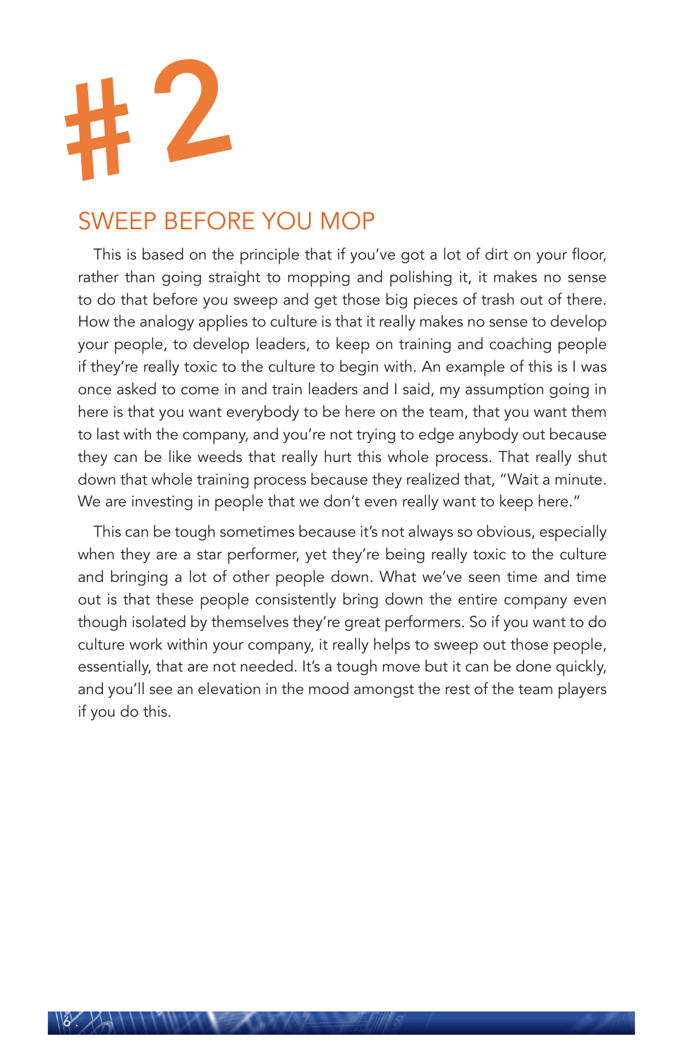# #2

## SWEEP BEFORE YOU MOP

This is based on the principle that if you've got a lot of dirt on your floor, rather than going straight to mopping and polishing it, it makes no sense to do that before you sweep and get those big pieces of trash out of there. How the analogy applies to culture is that it really makes no sense to develop your people, to develop leaders, to keep on training and coaching people if they're really toxic to the culture to begin with. An example of this is I was once asked to come in and train leaders and I said, my assumption going in here is that you want everybody to be here on the team, that you want them to last with the company, and you're not trying to edge anybody out because they can be like weeds that really hurt this whole process. That really shut down that whole training process because they realized that, "Wait a minute. We are investing in people that we don't even really want to keep here."

This can be tough sometimes because it's not always so obvious, especially when they are a star performer, yet they're being really toxic to the culture and bringing a lot of other people down. What we've seen time and time out is that these people consistently bring down the entire company even though isolated by themselves they're great performers. So if you want to do culture work within your company, it really helps to sweep out those people, essentially, that are not needed. It's a tough move but it can be done quickly, and you'll see an elevation in the mood amongst the rest of the team players if you do this.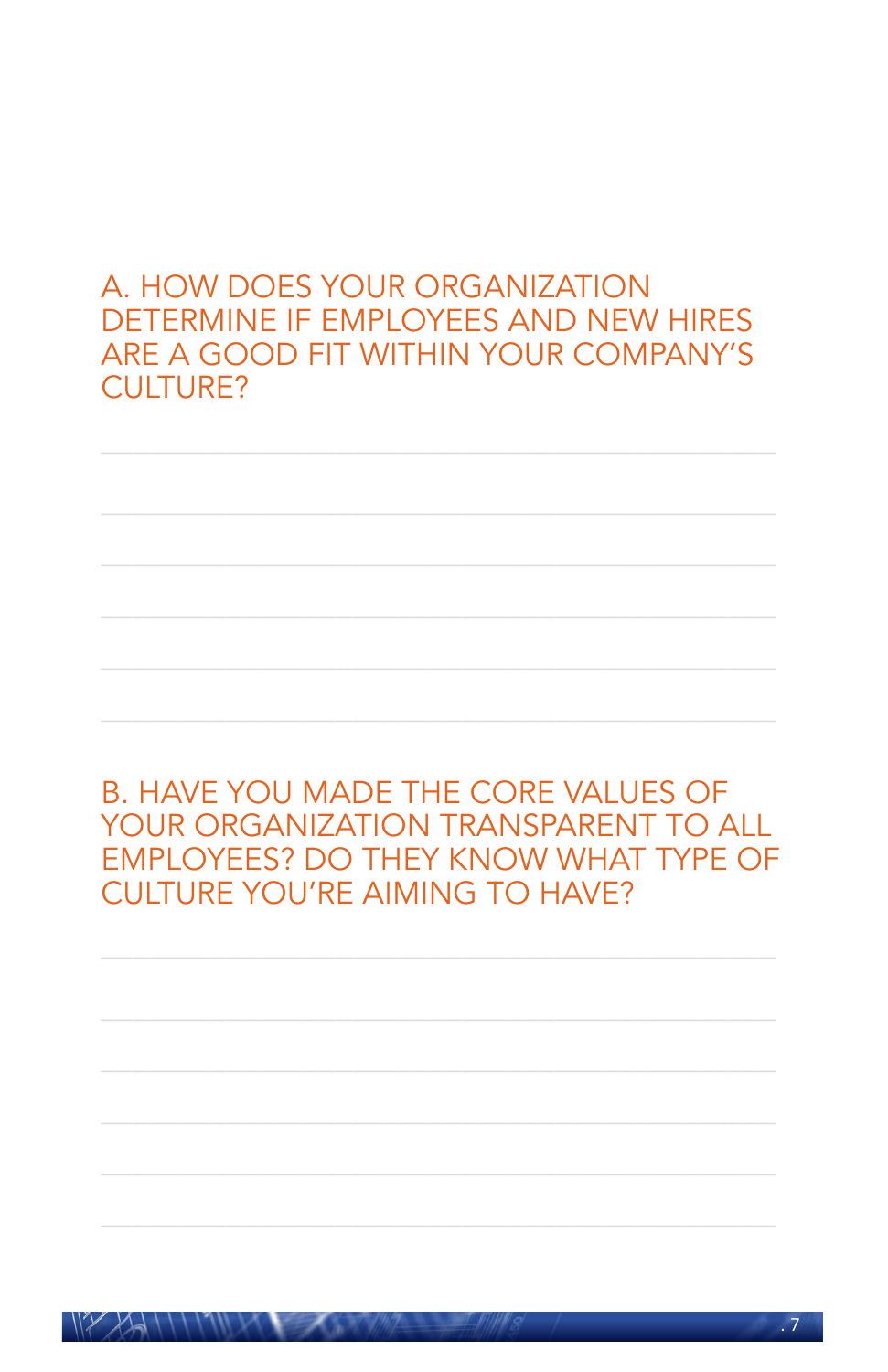## A. HOW DOES YOUR ORGANIZATION DETERMINE IF EMPLOYEES AND NEW HIRES ARE A GOOD FIT WITHIN YOUR COMPANY'S CULTURE?

## B. HAVE YOU MADE THE CORE VALUES OF YOUR ORGANIZATION TRANSPARENT TO ALL EMPLOYEES? DO THEY KNOW WHAT TYPE OF CULTURE YOU'RE AIMING TO HAVE?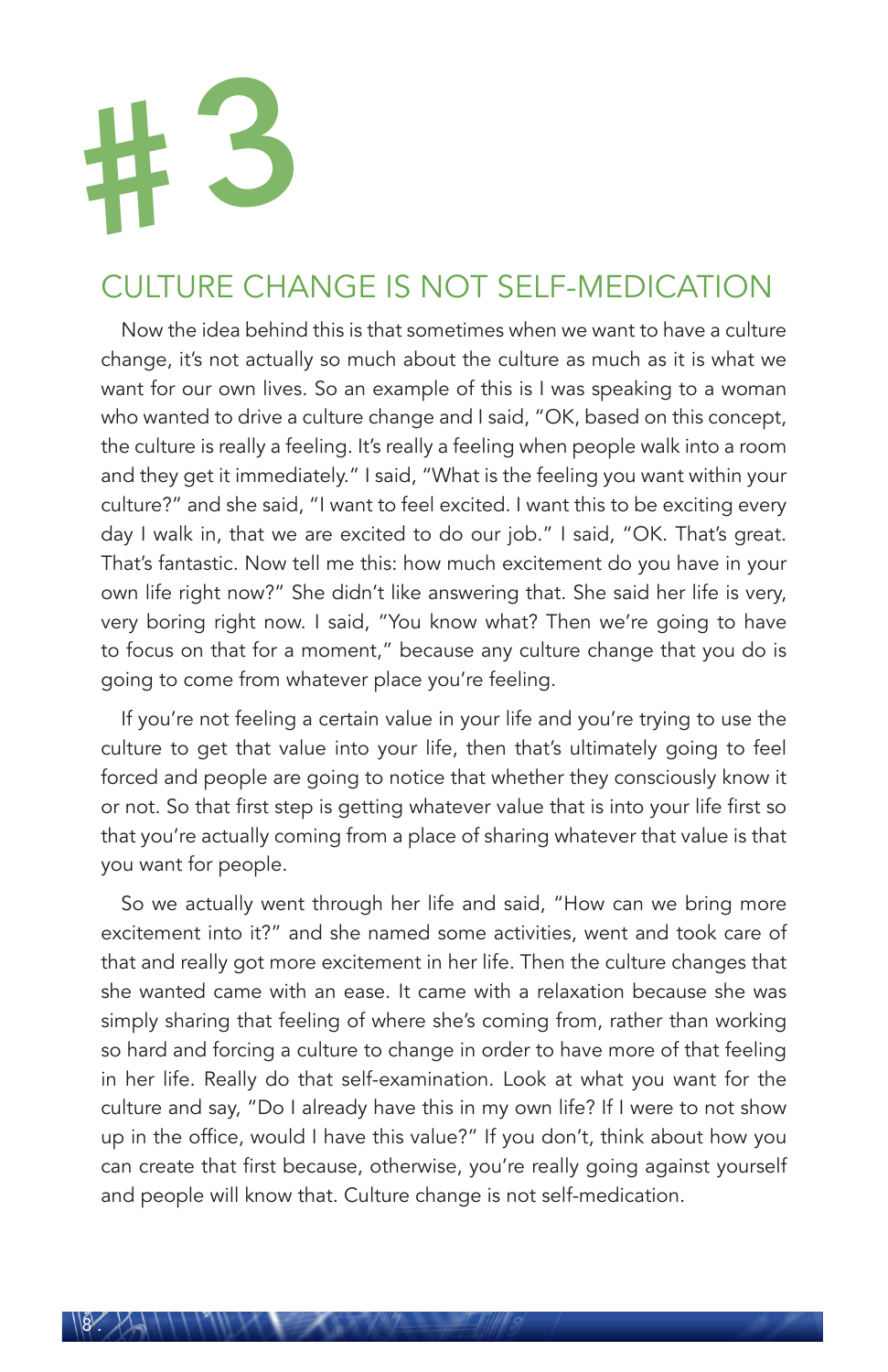# #3

## CULTURE CHANGE IS NOT SELF-MEDICATION

Now the idea behind this is that sometimes when we want to have a culture change, it's not actually so much about the culture as much as it is what we want for our own lives. So an example of this is I was speaking to a woman who wanted to drive a culture change and I said, "OK, based on this concept, the culture is really a feeling. It's really a feeling when people walk into a room and they get it immediately." I said, "What is the feeling you want within your culture?" and she said, "I want to feel excited. I want this to be exciting every day I walk in, that we are excited to do our job." I said, "OK. That's great. That's fantastic. Now tell me this: how much excitement do you have in your own life right now?" She didn't like answering that. She said her life is very, very boring right now. I said, "You know what? Then we're going to have to focus on that for a moment," because any culture change that you do is going to come from whatever place you're feeling.

If you're not feeling a certain value in your life and you're trying to use the culture to get that value into your life, then that's ultimately going to feel forced and people are going to notice that whether they consciously know it or not. So that first step is getting whatever value that is into your life first so that you're actually coming from a place of sharing whatever that value is that you want for people.

So we actually went through her life and said, "How can we bring more excitement into it?" and she named some activities, went and took care of that and really got more excitement in her life. Then the culture changes that she wanted came with an ease. It came with a relaxation because she was simply sharing that feeling of where she's coming from, rather than working so hard and forcing a culture to change in order to have more of that feeling in her life. Really do that self-examination. Look at what you want for the culture and say, "Do I already have this in my own life? If I were to not show up in the office, would I have this value?" If you don't, think about how you can create that first because, otherwise, you're really going against yourself and people will know that. Culture change is not self-medication.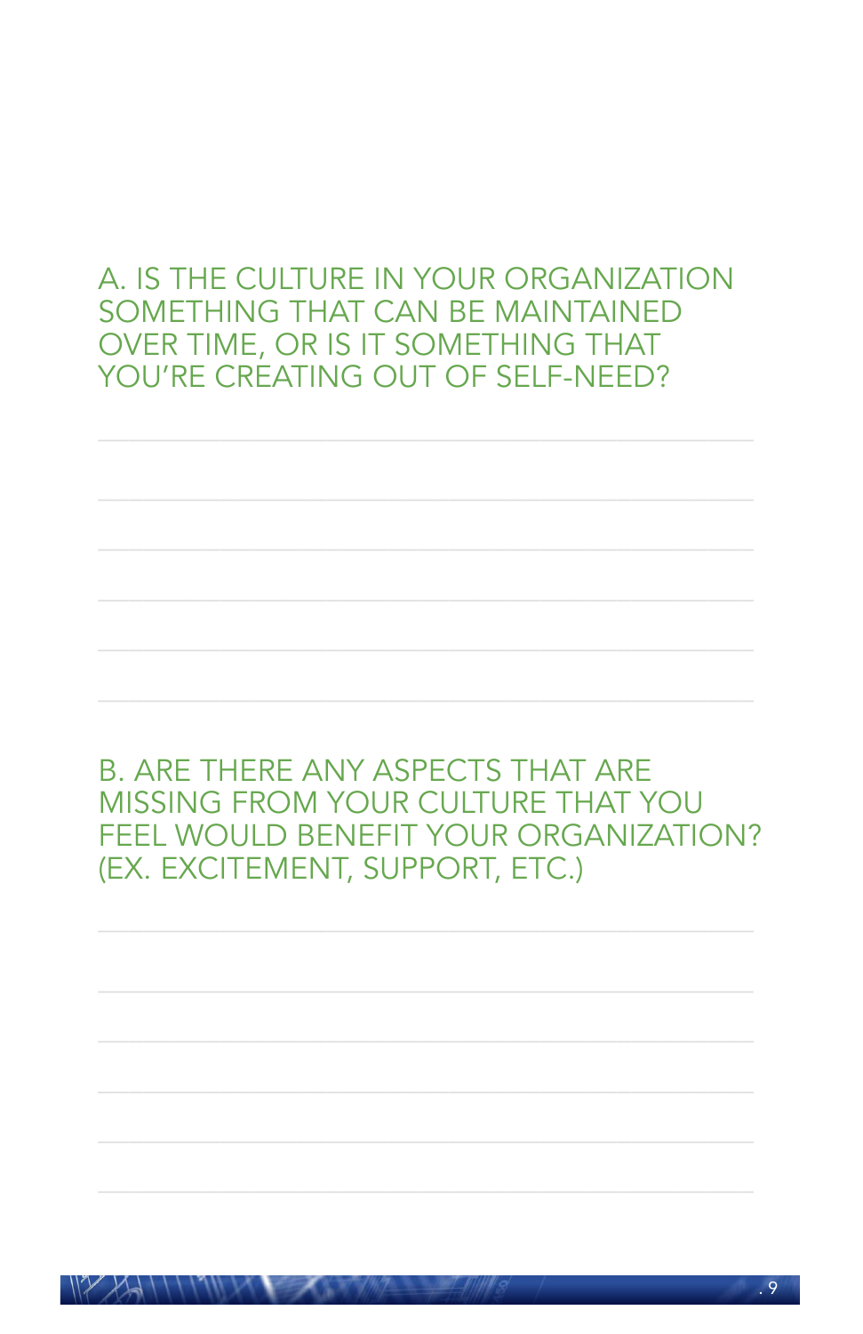A. IS THE CULTURE IN YOUR ORGANIZATION SOMETHING THAT CAN BE MAINTAINED OVER TIME, OR IS IT SOMETHING THAT YOU'RE CREATING OUT OF SELF-NEED?

______________________________________________

______________________________________________

______________________________________________

______________________________________________

______________________________________________

______________________________________________

B. ARE THERE ANY ASPECTS THAT ARE MISSING FROM YOUR CULTURE THAT YOU FEEL WOULD BENEFIT YOUR ORGANIZATION? (EX. EXCITEMENT, SUPPORT, ETC.)

______________________________________________

______________________________________________

______________________________________________

______________________________________________

______________________________________________

______________________________________________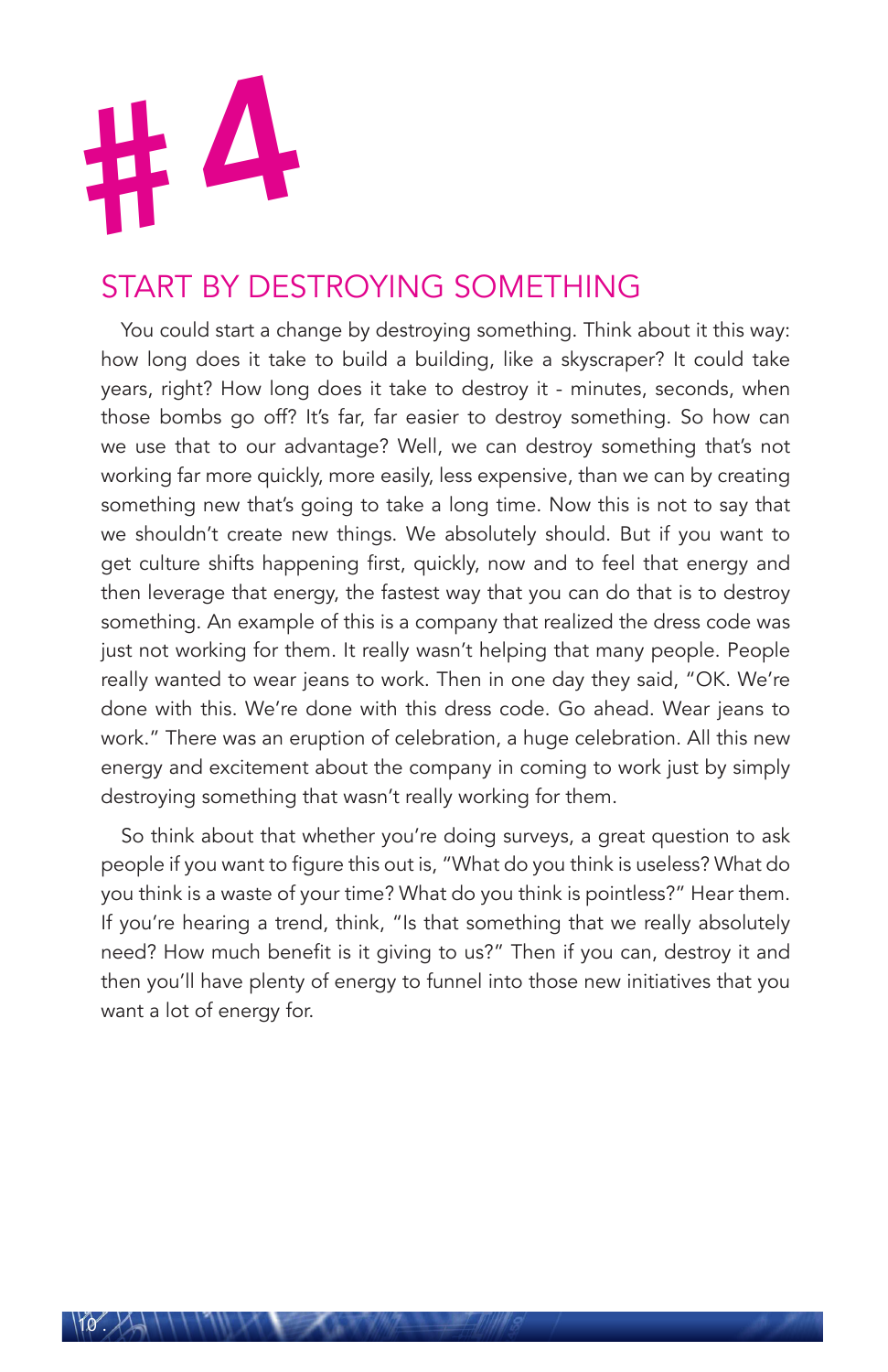# #4

## START BY DESTROYING SOMETHING

You could start a change by destroying something. Think about it this way: how long does it take to build a building, like a skyscraper? It could take years, right? How long does it take to destroy it - minutes, seconds, when those bombs go off? It's far, far easier to destroy something. So how can we use that to our advantage? Well, we can destroy something that's not working far more quickly, more easily, less expensive, than we can by creating something new that's going to take a long time. Now this is not to say that we shouldn't create new things. We absolutely should. But if you want to get culture shifts happening first, quickly, now and to feel that energy and then leverage that energy, the fastest way that you can do that is to destroy something. An example of this is a company that realized the dress code was just not working for them. It really wasn't helping that many people. People really wanted to wear jeans to work. Then in one day they said, "OK. We're done with this. We're done with this dress code. Go ahead. Wear jeans to work." There was an eruption of celebration, a huge celebration. All this new energy and excitement about the company in coming to work just by simply destroying something that wasn't really working for them.

So think about that whether you're doing surveys, a great question to ask people if you want to figure this out is, "What do you think is useless? What do you think is a waste of your time? What do you think is pointless?" Hear them. If you're hearing a trend, think, "Is that something that we really absolutely need? How much benefit is it giving to us?" Then if you can, destroy it and then you'll have plenty of energy to funnel into those new initiatives that you want a lot of energy for.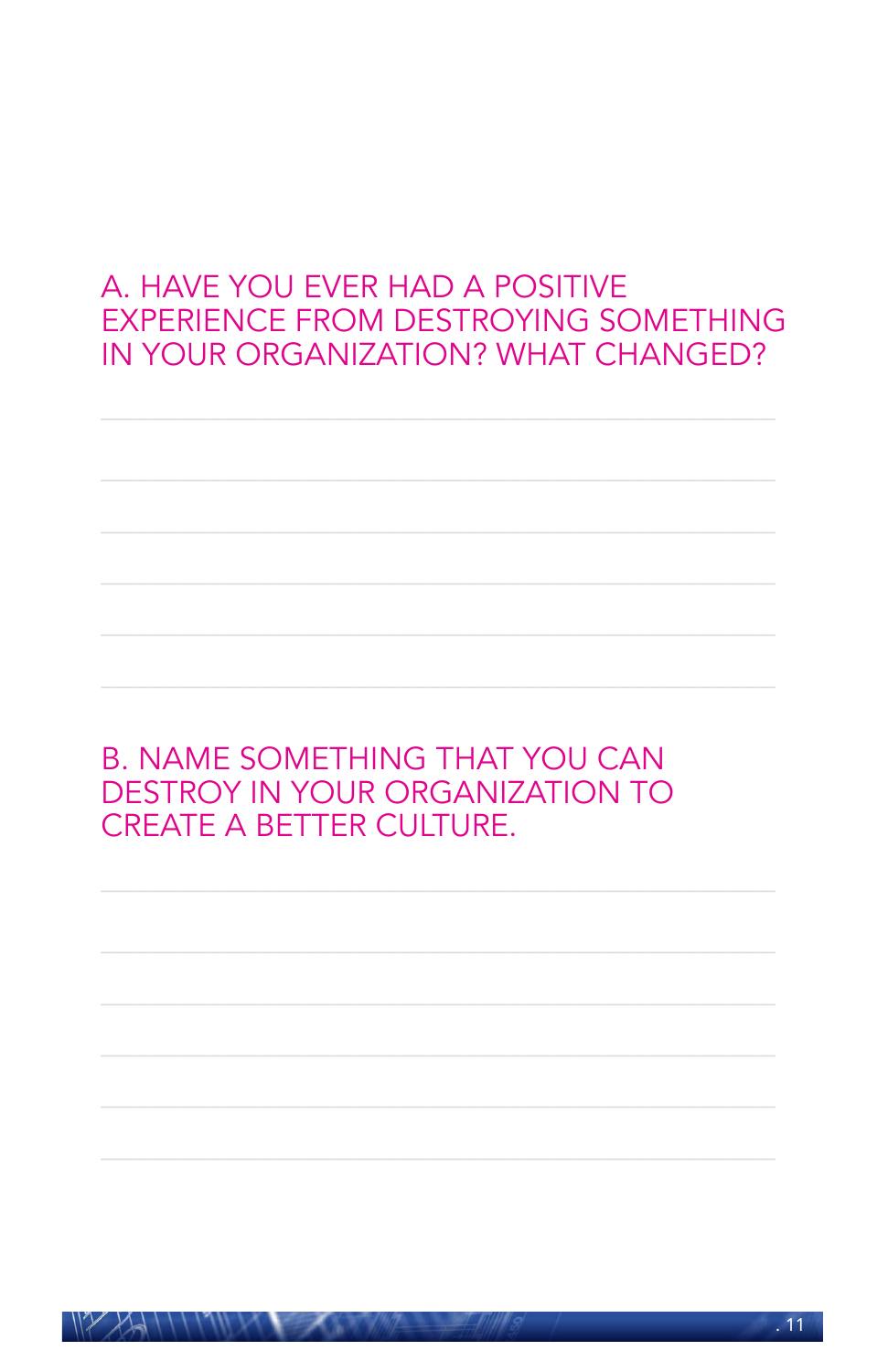A. HAVE YOU EVER HAD A POSITIVE EXPERIENCE FROM DESTROYING SOMETHING IN YOUR ORGANIZATION? WHAT CHANGED?

B. NAME SOMETHING THAT YOU CAN DESTROY IN YOUR ORGANIZATION TO CREATE A BETTER CULTURE.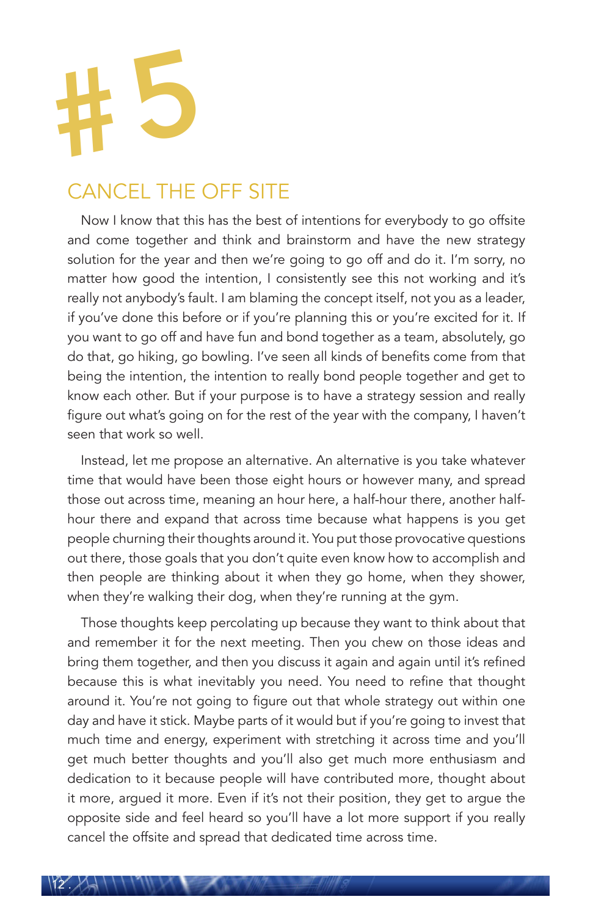# #5

## CANCEL THE OFF SITE

Now I know that this has the best of intentions for everybody to go offsite and come together and think and brainstorm and have the new strategy solution for the year and then we're going to go off and do it. I'm sorry, no matter how good the intention, I consistently see this not working and it's really not anybody's fault. I am blaming the concept itself, not you as a leader, if you've done this before or if you're planning this or you're excited for it. If you want to go off and have fun and bond together as a team, absolutely, go do that, go hiking, go bowling. I've seen all kinds of benefits come from that being the intention, the intention to really bond people together and get to know each other. But if your purpose is to have a strategy session and really figure out what's going on for the rest of the year with the company, I haven't seen that work so well.

Instead, let me propose an alternative. An alternative is you take whatever time that would have been those eight hours or however many, and spread those out across time, meaning an hour here, a half-hour there, another half-hour there and expand that across time because what happens is you get people churning their thoughts around it. You put those provocative questions out there, those goals that you don't quite even know how to accomplish and then people are thinking about it when they go home, when they shower, when they're walking their dog, when they're running at the gym.

Those thoughts keep percolating up because they want to think about that and remember it for the next meeting. Then you chew on those ideas and bring them together, and then you discuss it again and again until it's refined because this is what inevitably you need. You need to refine that thought around it. You're not going to figure out that whole strategy out within one day and have it stick. Maybe parts of it would but if you're going to invest that much time and energy, experiment with stretching it across time and you'll get much better thoughts and you'll also get much more enthusiasm and dedication to it because people will have contributed more, thought about it more, argued it more. Even if it's not their position, they get to argue the opposite side and feel heard so you'll have a lot more support if you really cancel the offsite and spread that dedicated time across time.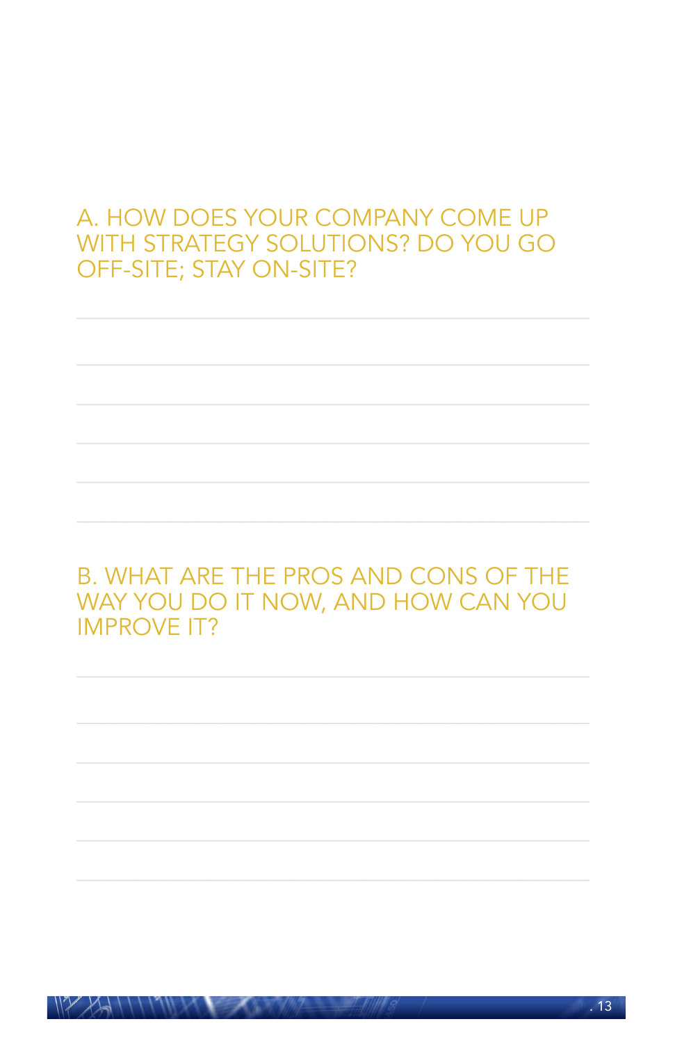## A. HOW DOES YOUR COMPANY COME UP WITH STRATEGY SOLUTIONS? DO YOU GO OFF-SITE; STAY ON-SITE?

## B. WHAT ARE THE PROS AND CONS OF THE WAY YOU DO IT NOW, AND HOW CAN YOU IMPROVE IT?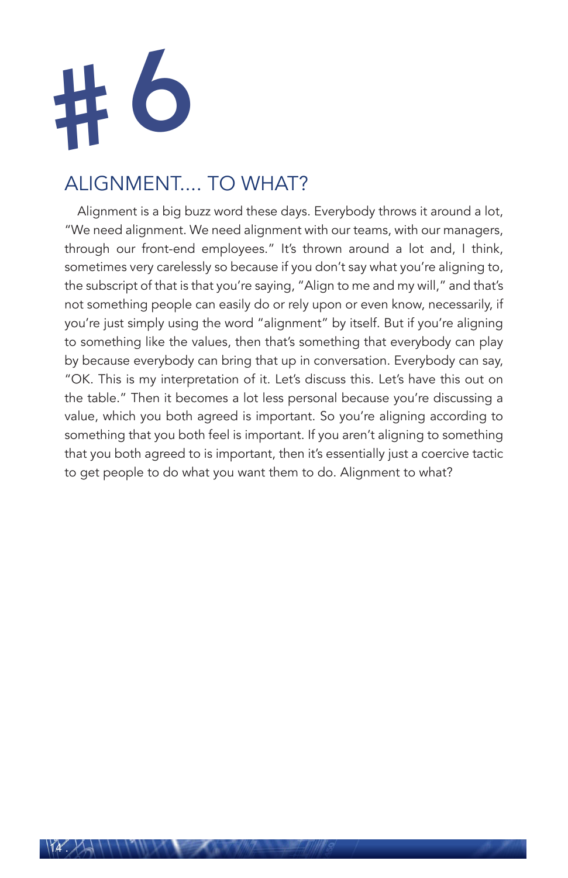# # 6

## ALIGNMENT.... TO WHAT?

Alignment is a big buzz word these days. Everybody throws it around a lot, "We need alignment. We need alignment with our teams, with our managers, through our front-end employees." It's thrown around a lot and, I think, sometimes very carelessly so because if you don't say what you're aligning to, the subscript of that is that you're saying, "Align to me and my will," and that's not something people can easily do or rely upon or even know, necessarily, if you're just simply using the word "alignment" by itself. But if you're aligning to something like the values, then that's something that everybody can play by because everybody can bring that up in conversation. Everybody can say, "OK. This is my interpretation of it. Let's discuss this. Let's have this out on the table." Then it becomes a lot less personal because you're discussing a value, which you both agreed is important. So you're aligning according to something that you both feel is important. If you aren't aligning to something that you both agreed to is important, then it's essentially just a coercive tactic to get people to do what you want them to do. Alignment to what?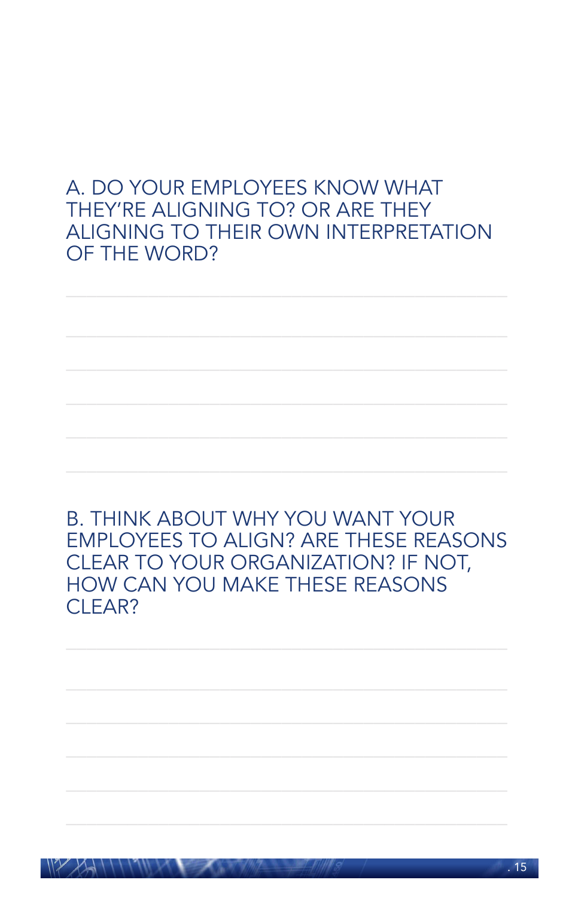A. DO YOUR EMPLOYEES KNOW WHAT THEY'RE ALIGNING TO? OR ARE THEY ALIGNING TO THEIR OWN INTERPRETATION OF THE WORD?

B. THINK ABOUT WHY YOU WANT YOUR EMPLOYEES TO ALIGN? ARE THESE REASONS CLEAR TO YOUR ORGANIZATION? IF NOT, HOW CAN YOU MAKE THESE REASONS CLEAR?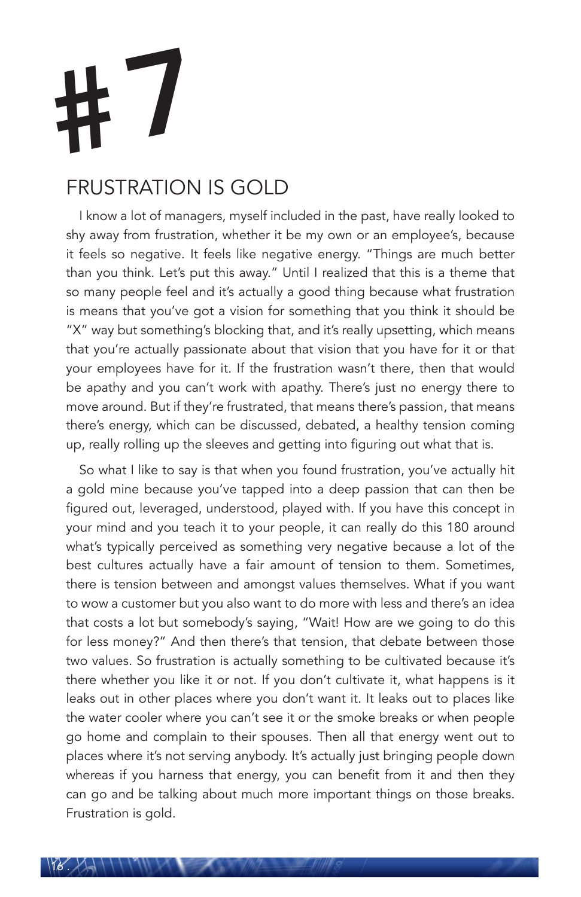# #7

## FRUSTRATION IS GOLD

I know a lot of managers, myself included in the past, have really looked to shy away from frustration, whether it be my own or an employee's, because it feels so negative. It feels like negative energy. "Things are much better than you think. Let's put this away." Until I realized that this is a theme that so many people feel and it's actually a good thing because what frustration is means that you've got a vision for something that you think it should be "X" way but something's blocking that, and it's really upsetting, which means that you're actually passionate about that vision that you have for it or that your employees have for it. If the frustration wasn't there, then that would be apathy and you can't work with apathy. There's just no energy there to move around. But if they're frustrated, that means there's passion, that means there's energy, which can be discussed, debated, a healthy tension coming up, really rolling up the sleeves and getting into figuring out what that is.

So what I like to say is that when you found frustration, you've actually hit a gold mine because you've tapped into a deep passion that can then be figured out, leveraged, understood, played with. If you have this concept in your mind and you teach it to your people, it can really do this 180 around what's typically perceived as something very negative because a lot of the best cultures actually have a fair amount of tension to them. Sometimes, there is tension between and amongst values themselves. What if you want to wow a customer but you also want to do more with less and there's an idea that costs a lot but somebody's saying, "Wait! How are we going to do this for less money?" And then there's that tension, that debate between those two values. So frustration is actually something to be cultivated because it's there whether you like it or not. If you don't cultivate it, what happens is it leaks out in other places where you don't want it. It leaks out to places like the water cooler where you can't see it or the smoke breaks or when people go home and complain to their spouses. Then all that energy went out to places where it's not serving anybody. It's actually just bringing people down whereas if you harness that energy, you can benefit from it and then they can go and be talking about much more important things on those breaks. Frustration is gold.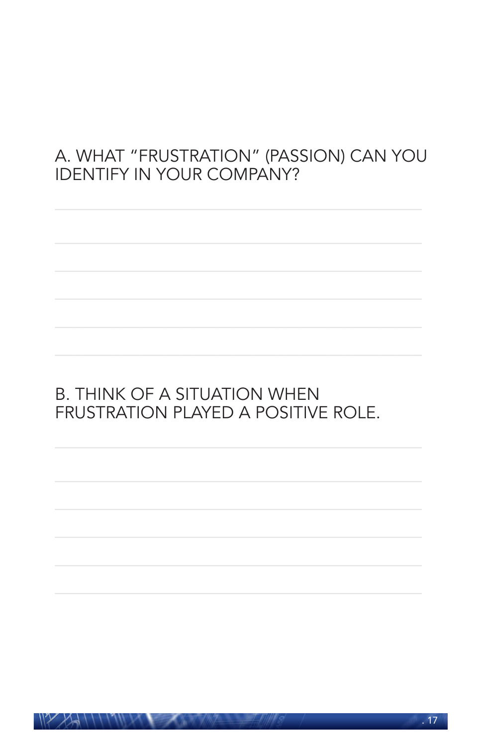## A. WHAT "FRUSTRATION" (PASSION) CAN YOU IDENTIFY IN YOUR COMPANY?

## B. THINK OF A SITUATION WHEN FRUSTRATION PLAYED A POSITIVE ROLE.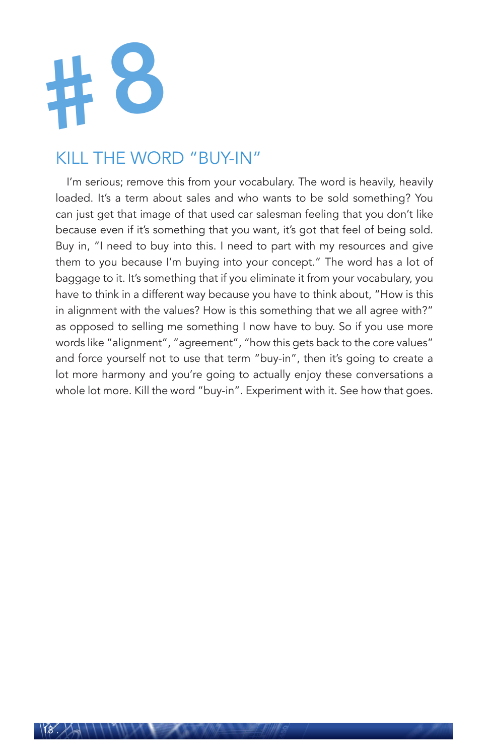# #8

## KILL THE WORD "BUY-IN"

I'm serious; remove this from your vocabulary. The word is heavily, heavily loaded. It's a term about sales and who wants to be sold something? You can just get that image of that used car salesman feeling that you don't like because even if it's something that you want, it's got that feel of being sold. Buy in, "I need to buy into this. I need to part with my resources and give them to you because I'm buying into your concept." The word has a lot of baggage to it. It's something that if you eliminate it from your vocabulary, you have to think in a different way because you have to think about, "How is this in alignment with the values? How is this something that we all agree with?" as opposed to selling me something I now have to buy. So if you use more words like "alignment", "agreement", "how this gets back to the core values" and force yourself not to use that term "buy-in", then it's going to create a lot more harmony and you're going to actually enjoy these conversations a whole lot more. Kill the word "buy-in". Experiment with it. See how that goes.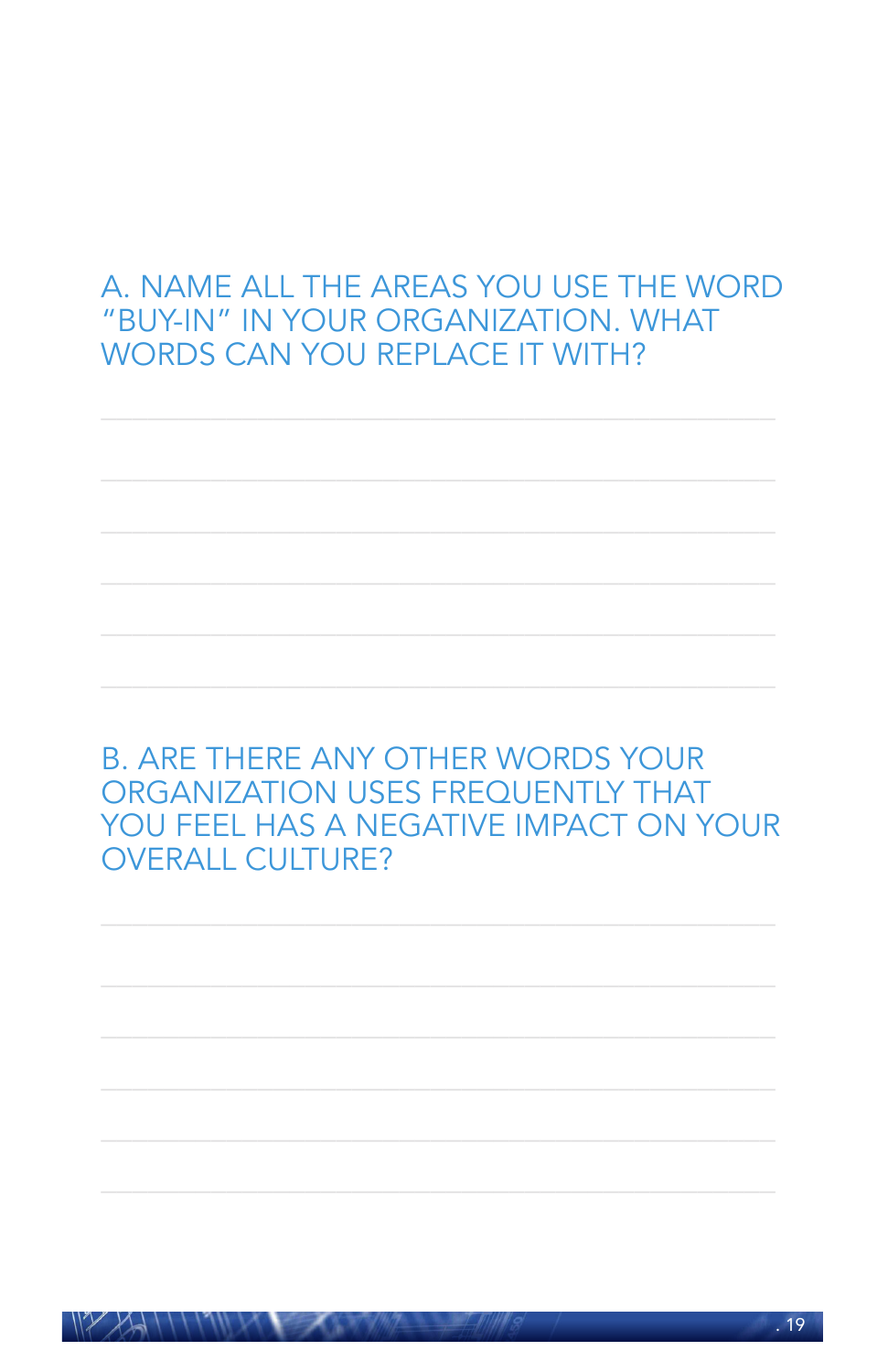## A. NAME ALL THE AREAS YOU USE THE WORD "BUY-IN" IN YOUR ORGANIZATION. WHAT WORDS CAN YOU REPLACE IT WITH?

## B. ARE THERE ANY OTHER WORDS YOUR ORGANIZATION USES FREQUENTLY THAT YOU FEEL HAS A NEGATIVE IMPACT ON YOUR OVERALL CULTURE?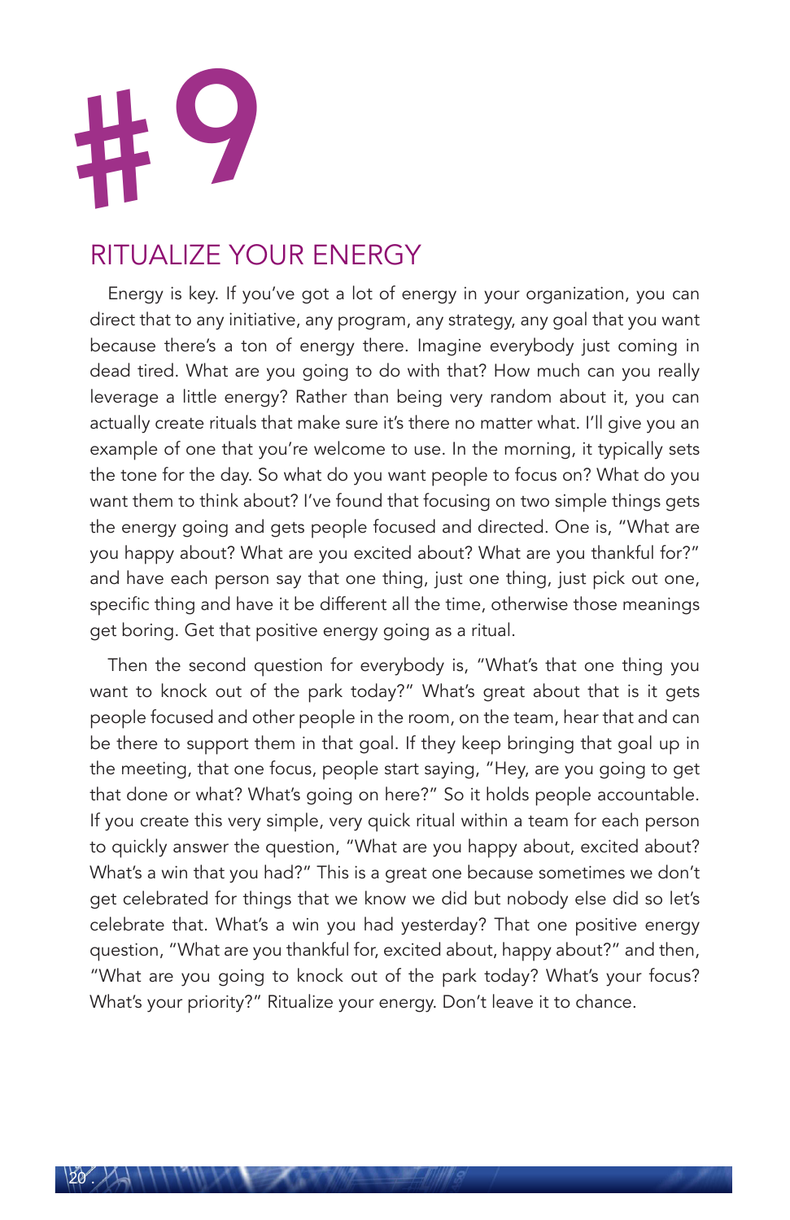# #9

## RITUALIZE YOUR ENERGY

Energy is key. If you've got a lot of energy in your organization, you can direct that to any initiative, any program, any strategy, any goal that you want because there's a ton of energy there. Imagine everybody just coming in dead tired. What are you going to do with that? How much can you really leverage a little energy? Rather than being very random about it, you can actually create rituals that make sure it's there no matter what. I'll give you an example of one that you're welcome to use. In the morning, it typically sets the tone for the day. So what do you want people to focus on? What do you want them to think about? I've found that focusing on two simple things gets the energy going and gets people focused and directed. One is, "What are you happy about? What are you excited about? What are you thankful for?" and have each person say that one thing, just one thing, just pick out one, specific thing and have it be different all the time, otherwise those meanings get boring. Get that positive energy going as a ritual.

Then the second question for everybody is, "What's that one thing you want to knock out of the park today?" What's great about that is it gets people focused and other people in the room, on the team, hear that and can be there to support them in that goal. If they keep bringing that goal up in the meeting, that one focus, people start saying, "Hey, are you going to get that done or what? What's going on here?" So it holds people accountable. If you create this very simple, very quick ritual within a team for each person to quickly answer the question, "What are you happy about, excited about? What's a win that you had?" This is a great one because sometimes we don't get celebrated for things that we know we did but nobody else did so let's celebrate that. What's a win you had yesterday? That one positive energy question, "What are you thankful for, excited about, happy about?" and then, "What are you going to knock out of the park today? What's your focus? What's your priority?" Ritualize your energy. Don't leave it to chance.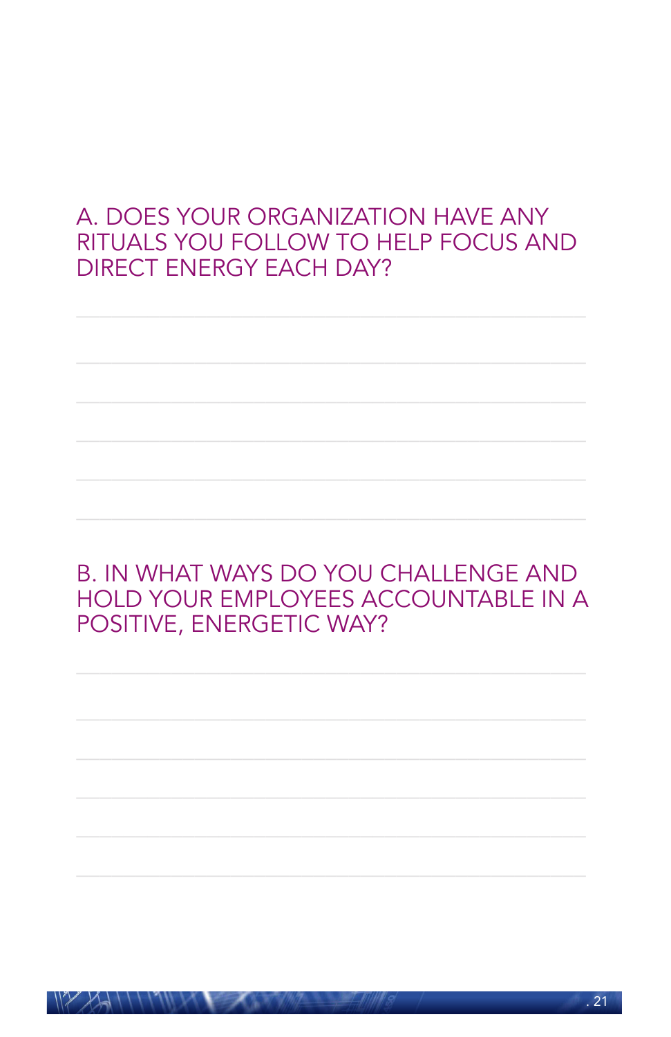A. DOES YOUR ORGANIZATION HAVE ANY RITUALS YOU FOLLOW TO HELP FOCUS AND DIRECT ENERGY EACH DAY?

B. IN WHAT WAYS DO YOU CHALLENGE AND HOLD YOUR EMPLOYEES ACCOUNTABLE IN A POSITIVE, ENERGETIC WAY?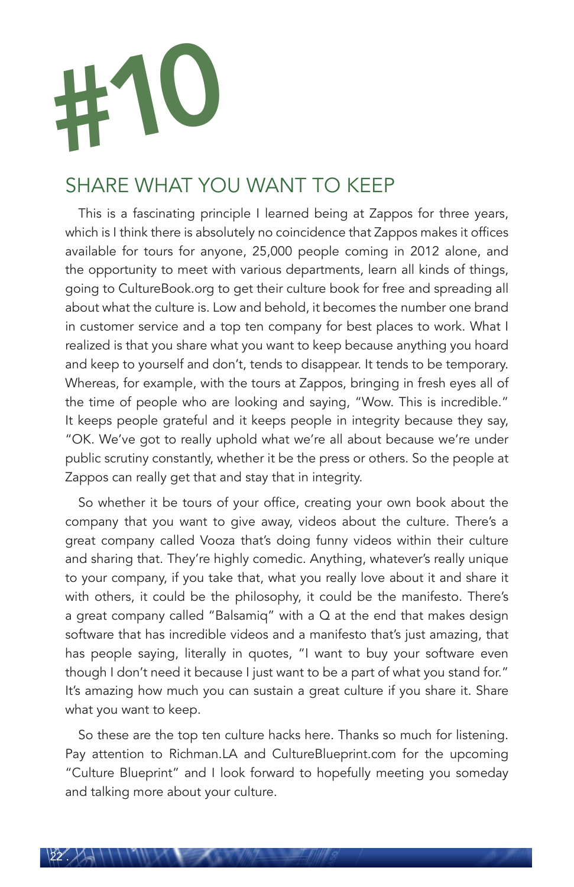# #10

## SHARE WHAT YOU WANT TO KEEP

This is a fascinating principle I learned being at Zappos for three years, which is I think there is absolutely no coincidence that Zappos makes it offices available for tours for anyone, 25,000 people coming in 2012 alone, and the opportunity to meet with various departments, learn all kinds of things, going to CultureBook.org to get their culture book for free and spreading all about what the culture is. Low and behold, it becomes the number one brand in customer service and a top ten company for best places to work. What I realized is that you share what you want to keep because anything you hoard and keep to yourself and don't, tends to disappear. It tends to be temporary. Whereas, for example, with the tours at Zappos, bringing in fresh eyes all of the time of people who are looking and saying, "Wow. This is incredible." It keeps people grateful and it keeps people in integrity because they say, "OK. We've got to really uphold what we're all about because we're under public scrutiny constantly, whether it be the press or others. So the people at Zappos can really get that and stay that in integrity.

So whether it be tours of your office, creating your own book about the company that you want to give away, videos about the culture. There's a great company called Vooza that's doing funny videos within their culture and sharing that. They're highly comedic. Anything, whatever's really unique to your company, if you take that, what you really love about it and share it with others, it could be the philosophy, it could be the manifesto. There's a great company called "Balsamiq" with a Q at the end that makes design software that has incredible videos and a manifesto that's just amazing, that has people saying, literally in quotes, "I want to buy your software even though I don't need it because I just want to be a part of what you stand for." It's amazing how much you can sustain a great culture if you share it. Share what you want to keep.

So these are the top ten culture hacks here. Thanks so much for listening. Pay attention to Richman.LA and CultureBlueprint.com for the upcoming "Culture Blueprint" and I look forward to hopefully meeting you someday and talking more about your culture.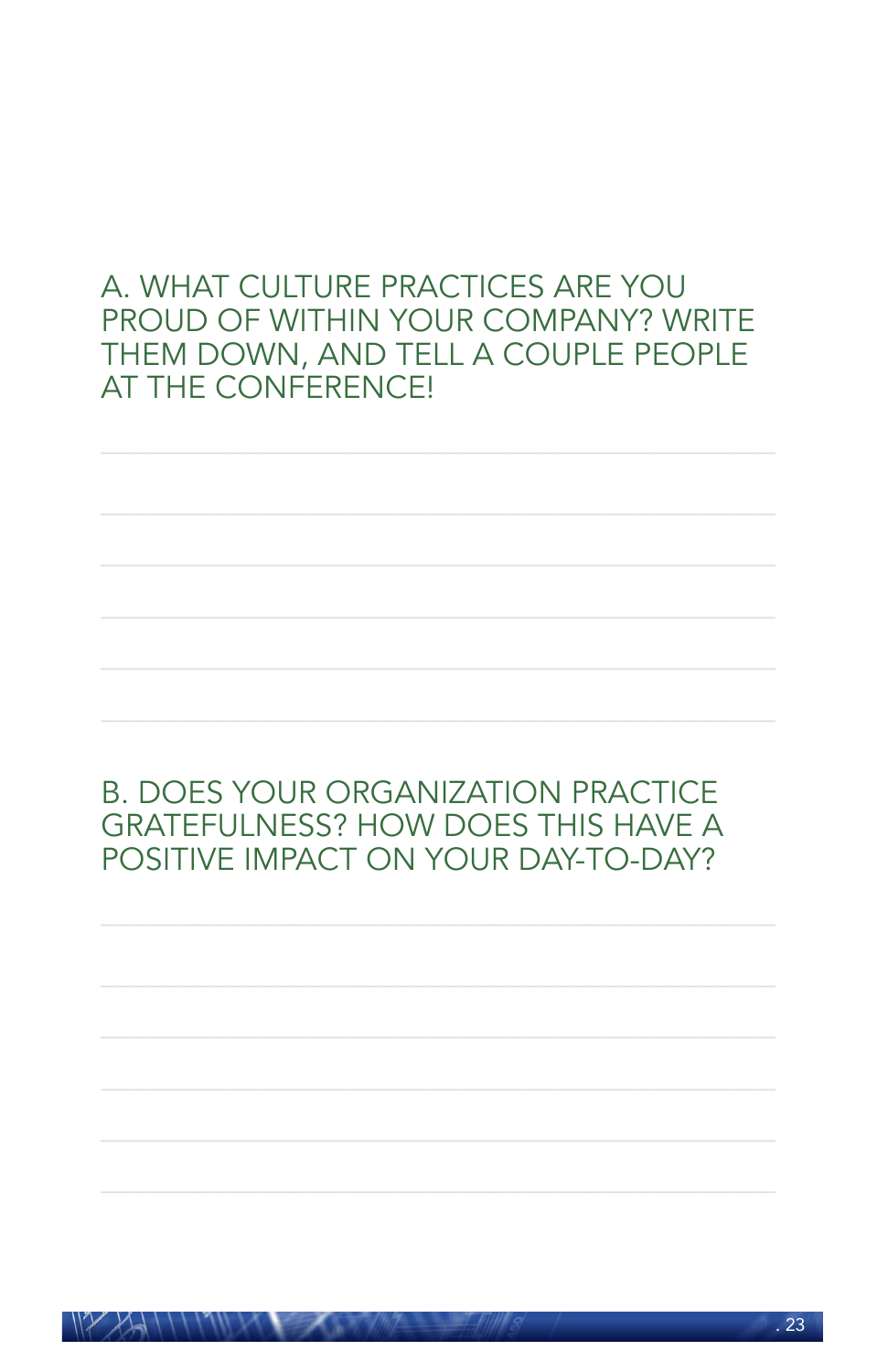A. WHAT CULTURE PRACTICES ARE YOU PROUD OF WITHIN YOUR COMPANY? WRITE THEM DOWN, AND TELL A COUPLE PEOPLE AT THE CONFERENCE!

B. DOES YOUR ORGANIZATION PRACTICE GRATEFULNESS? HOW DOES THIS HAVE A POSITIVE IMPACT ON YOUR DAY-TO-DAY?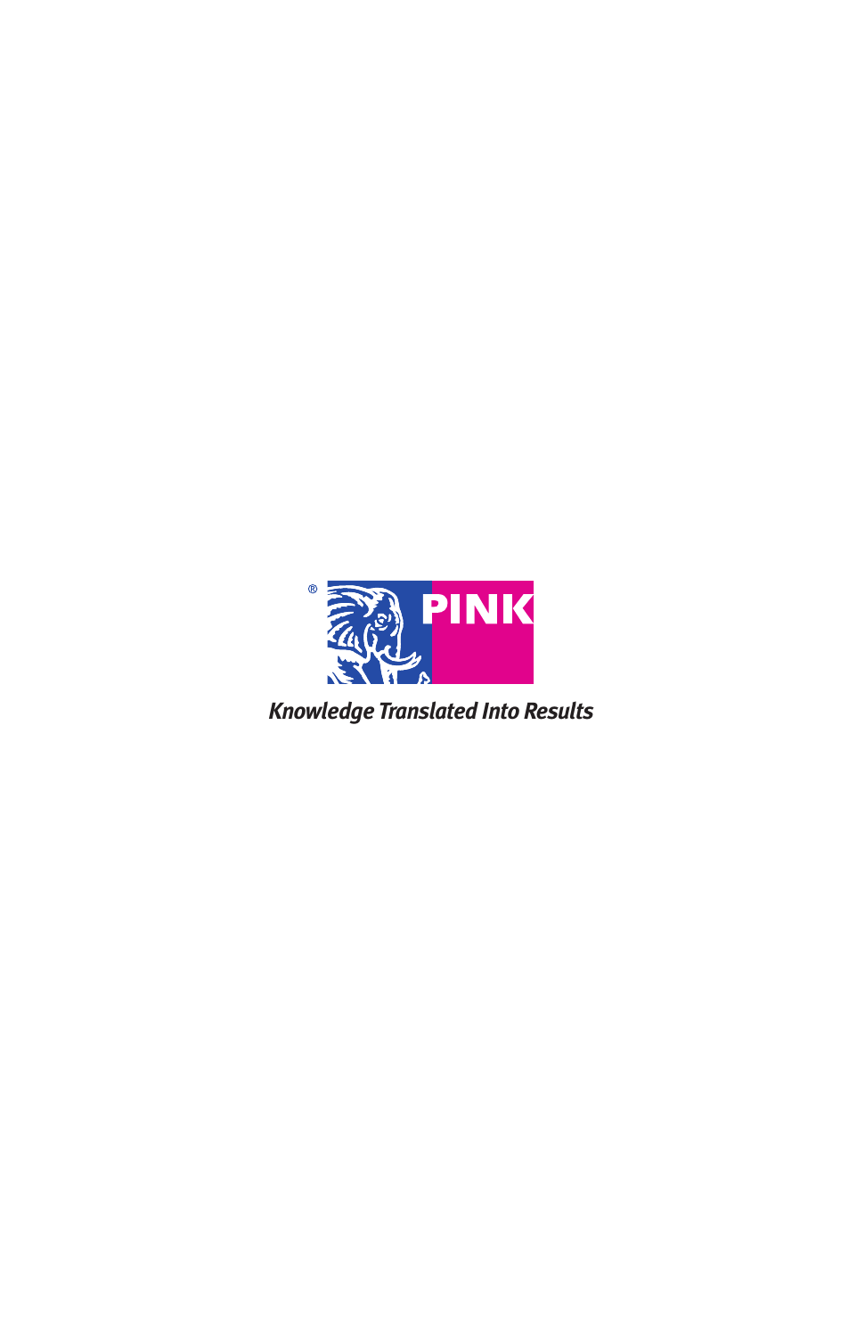®

PINK

*Knowledge Translated Into Results*